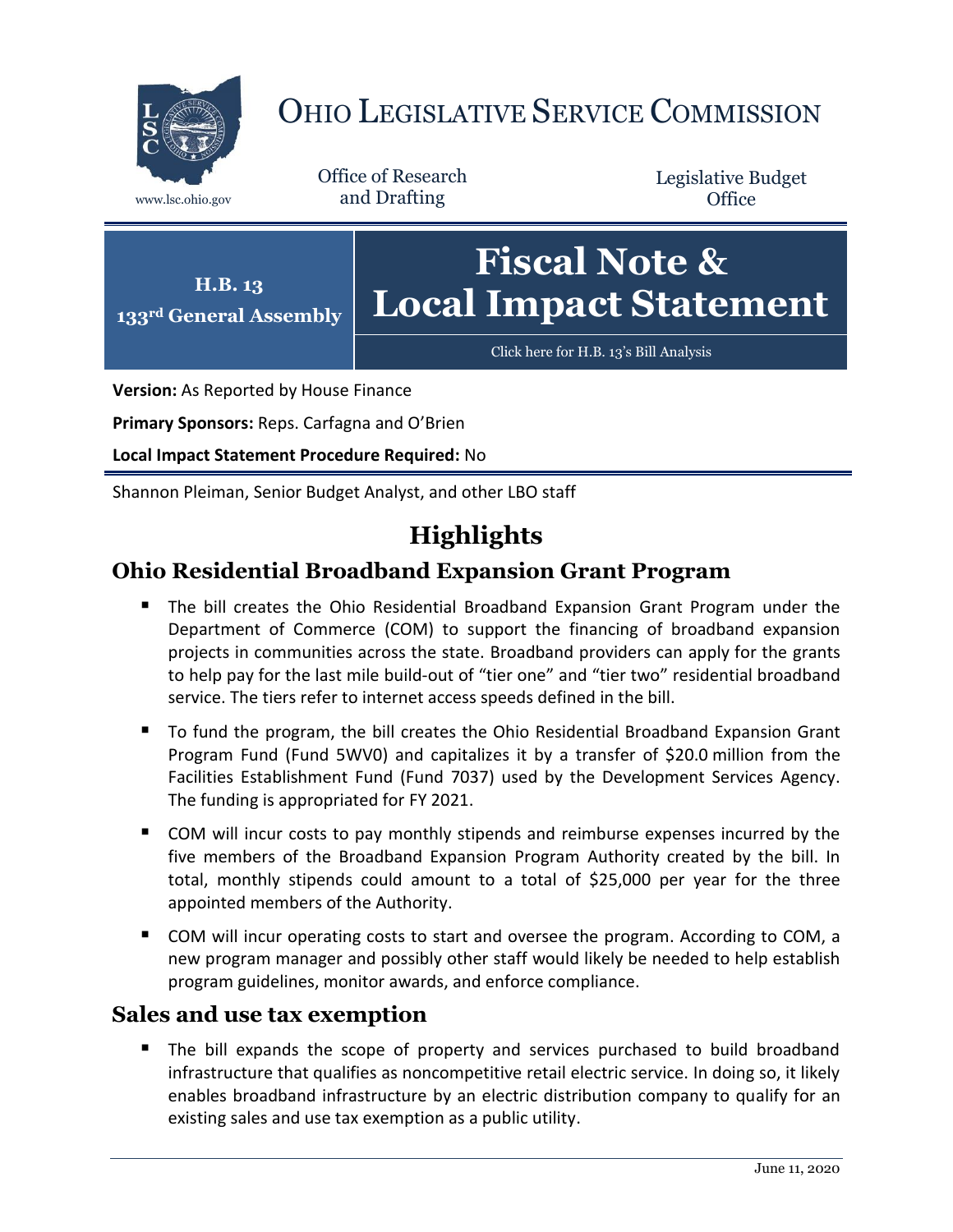# Ohio Legislative Service Commission

www.lsc.ohio.gov

Office of Research and Drafting

Legislative Budget Office

**H.B. 13**
**133rd General Assembly**

# Fiscal Note & Local Impact Statement

Click here for H.B. 13's Bill Analysis

**Version:** As Reported by House Finance

**Primary Sponsors:** Reps. Carfagna and O'Brien

**Local Impact Statement Procedure Required:** No

Shannon Pleiman, Senior Budget Analyst, and other LBO staff

## Highlights

### Ohio Residential Broadband Expansion Grant Program

- The bill creates the Ohio Residential Broadband Expansion Grant Program under the Department of Commerce (COM) to support the financing of broadband expansion projects in communities across the state. Broadband providers can apply for the grants to help pay for the last mile build-out of "tier one" and "tier two" residential broadband service. The tiers refer to internet access speeds defined in the bill.
- To fund the program, the bill creates the Ohio Residential Broadband Expansion Grant Program Fund (Fund 5WV0) and capitalizes it by a transfer of $20.0 million from the Facilities Establishment Fund (Fund 7037) used by the Development Services Agency. The funding is appropriated for FY 2021.
- COM will incur costs to pay monthly stipends and reimburse expenses incurred by the five members of the Broadband Expansion Program Authority created by the bill. In total, monthly stipends could amount to a total of $25,000 per year for the three appointed members of the Authority.
- COM will incur operating costs to start and oversee the program. According to COM, a new program manager and possibly other staff would likely be needed to help establish program guidelines, monitor awards, and enforce compliance.

### Sales and use tax exemption

- The bill expands the scope of property and services purchased to build broadband infrastructure that qualifies as noncompetitive retail electric service. In doing so, it likely enables broadband infrastructure by an electric distribution company to qualify for an existing sales and use tax exemption as a public utility.

June 11, 2020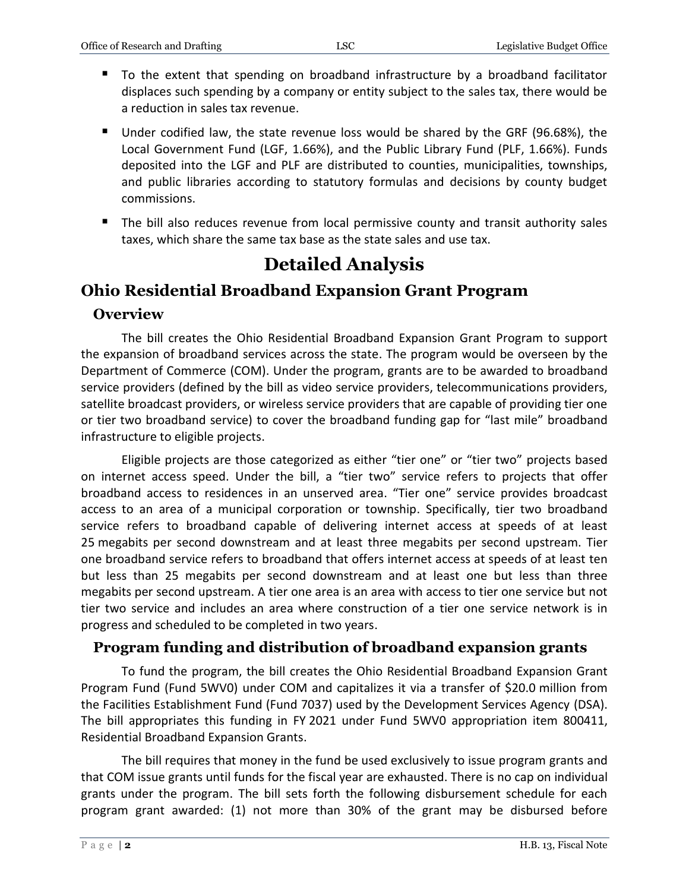- To the extent that spending on broadband infrastructure by a broadband facilitator displaces such spending by a company or entity subject to the sales tax, there would be a reduction in sales tax revenue.
- Under codified law, the state revenue loss would be shared by the GRF (96.68%), the Local Government Fund (LGF, 1.66%), and the Public Library Fund (PLF, 1.66%). Funds deposited into the LGF and PLF are distributed to counties, municipalities, townships, and public libraries according to statutory formulas and decisions by county budget commissions.
- The bill also reduces revenue from local permissive county and transit authority sales taxes, which share the same tax base as the state sales and use tax.

# Detailed Analysis

## Ohio Residential Broadband Expansion Grant Program

### Overview

The bill creates the Ohio Residential Broadband Expansion Grant Program to support the expansion of broadband services across the state. The program would be overseen by the Department of Commerce (COM). Under the program, grants are to be awarded to broadband service providers (defined by the bill as video service providers, telecommunications providers, satellite broadcast providers, or wireless service providers that are capable of providing tier one or tier two broadband service) to cover the broadband funding gap for "last mile" broadband infrastructure to eligible projects.

Eligible projects are those categorized as either "tier one" or "tier two" projects based on internet access speed. Under the bill, a "tier two" service refers to projects that offer broadband access to residences in an unserved area. "Tier one" service provides broadcast access to an area of a municipal corporation or township. Specifically, tier two broadband service refers to broadband capable of delivering internet access at speeds of at least 25 megabits per second downstream and at least three megabits per second upstream. Tier one broadband service refers to broadband that offers internet access at speeds of at least ten but less than 25 megabits per second downstream and at least one but less than three megabits per second upstream. A tier one area is an area with access to tier one service but not tier two service and includes an area where construction of a tier one service network is in progress and scheduled to be completed in two years.

### Program funding and distribution of broadband expansion grants

To fund the program, the bill creates the Ohio Residential Broadband Expansion Grant Program Fund (Fund 5WV0) under COM and capitalizes it via a transfer of $20.0 million from the Facilities Establishment Fund (Fund 7037) used by the Development Services Agency (DSA). The bill appropriates this funding in FY 2021 under Fund 5WV0 appropriation item 800411, Residential Broadband Expansion Grants.

The bill requires that money in the fund be used exclusively to issue program grants and that COM issue grants until funds for the fiscal year are exhausted. There is no cap on individual grants under the program. The bill sets forth the following disbursement schedule for each program grant awarded: (1) not more than 30% of the grant may be disbursed before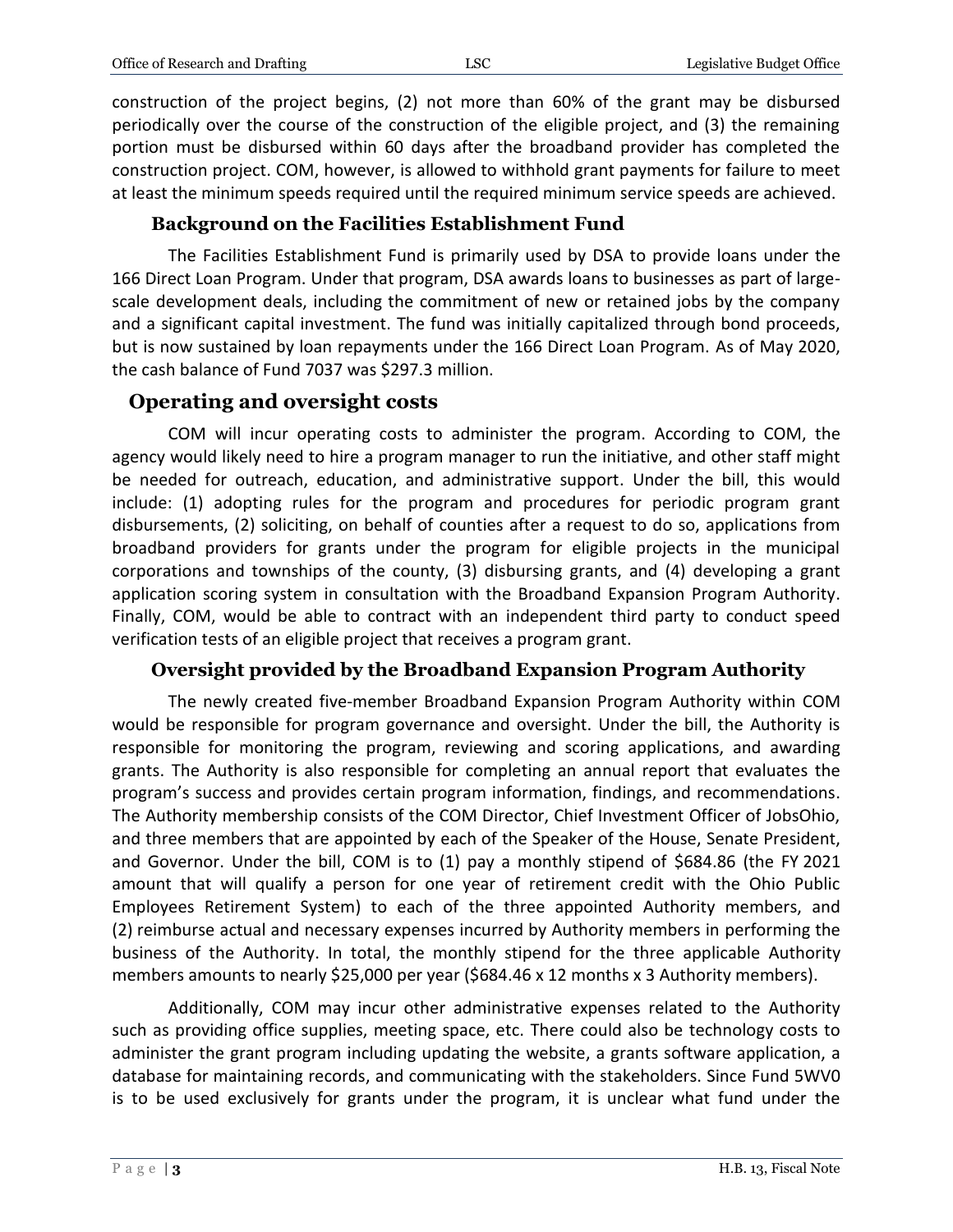construction of the project begins, (2) not more than 60% of the grant may be disbursed periodically over the course of the construction of the eligible project, and (3) the remaining portion must be disbursed within 60 days after the broadband provider has completed the construction project. COM, however, is allowed to withhold grant payments for failure to meet at least the minimum speeds required until the required minimum service speeds are achieved.

### Background on the Facilities Establishment Fund

The Facilities Establishment Fund is primarily used by DSA to provide loans under the 166 Direct Loan Program. Under that program, DSA awards loans to businesses as part of large-scale development deals, including the commitment of new or retained jobs by the company and a significant capital investment. The fund was initially capitalized through bond proceeds, but is now sustained by loan repayments under the 166 Direct Loan Program. As of May 2020, the cash balance of Fund 7037 was $297.3 million.

## Operating and oversight costs

COM will incur operating costs to administer the program. According to COM, the agency would likely need to hire a program manager to run the initiative, and other staff might be needed for outreach, education, and administrative support. Under the bill, this would include: (1) adopting rules for the program and procedures for periodic program grant disbursements, (2) soliciting, on behalf of counties after a request to do so, applications from broadband providers for grants under the program for eligible projects in the municipal corporations and townships of the county, (3) disbursing grants, and (4) developing a grant application scoring system in consultation with the Broadband Expansion Program Authority. Finally, COM, would be able to contract with an independent third party to conduct speed verification tests of an eligible project that receives a program grant.

### Oversight provided by the Broadband Expansion Program Authority

The newly created five-member Broadband Expansion Program Authority within COM would be responsible for program governance and oversight. Under the bill, the Authority is responsible for monitoring the program, reviewing and scoring applications, and awarding grants. The Authority is also responsible for completing an annual report that evaluates the program's success and provides certain program information, findings, and recommendations. The Authority membership consists of the COM Director, Chief Investment Officer of JobsOhio, and three members that are appointed by each of the Speaker of the House, Senate President, and Governor. Under the bill, COM is to (1) pay a monthly stipend of $684.86 (the FY 2021 amount that will qualify a person for one year of retirement credit with the Ohio Public Employees Retirement System) to each of the three appointed Authority members, and (2) reimburse actual and necessary expenses incurred by Authority members in performing the business of the Authority. In total, the monthly stipend for the three applicable Authority members amounts to nearly $25,000 per year ($684.46 x 12 months x 3 Authority members).

Additionally, COM may incur other administrative expenses related to the Authority such as providing office supplies, meeting space, etc. There could also be technology costs to administer the grant program including updating the website, a grants software application, a database for maintaining records, and communicating with the stakeholders. Since Fund 5WV0 is to be used exclusively for grants under the program, it is unclear what fund under the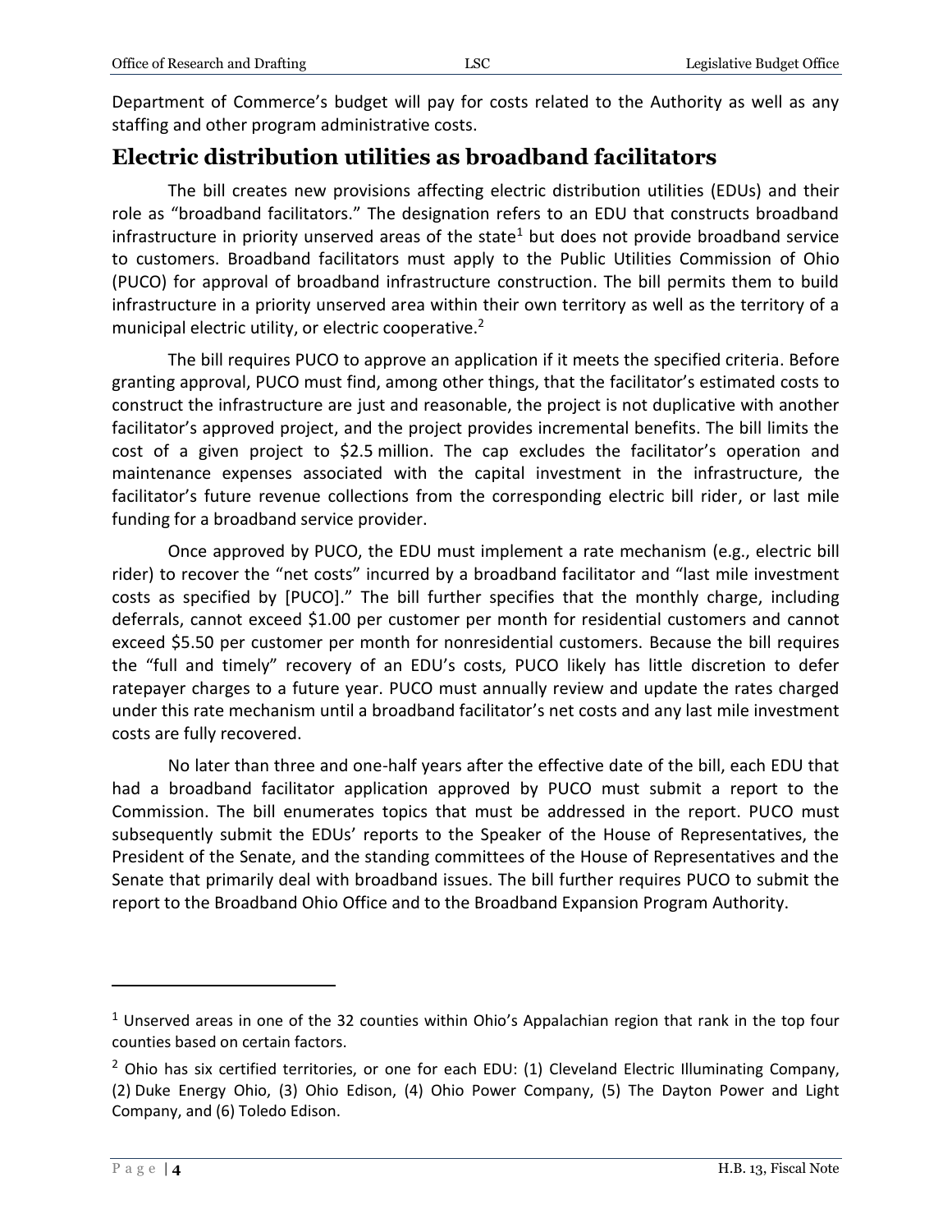Department of Commerce's budget will pay for costs related to the Authority as well as any staffing and other program administrative costs.

## Electric distribution utilities as broadband facilitators

The bill creates new provisions affecting electric distribution utilities (EDUs) and their role as "broadband facilitators." The designation refers to an EDU that constructs broadband infrastructure in priority unserved areas of the state[1] but does not provide broadband service to customers. Broadband facilitators must apply to the Public Utilities Commission of Ohio (PUCO) for approval of broadband infrastructure construction. The bill permits them to build infrastructure in a priority unserved area within their own territory as well as the territory of a municipal electric utility, or electric cooperative.[2]

The bill requires PUCO to approve an application if it meets the specified criteria. Before granting approval, PUCO must find, among other things, that the facilitator's estimated costs to construct the infrastructure are just and reasonable, the project is not duplicative with another facilitator's approved project, and the project provides incremental benefits. The bill limits the cost of a given project to $2.5 million. The cap excludes the facilitator's operation and maintenance expenses associated with the capital investment in the infrastructure, the facilitator's future revenue collections from the corresponding electric bill rider, or last mile funding for a broadband service provider.

Once approved by PUCO, the EDU must implement a rate mechanism (e.g., electric bill rider) to recover the "net costs" incurred by a broadband facilitator and "last mile investment costs as specified by [PUCO]." The bill further specifies that the monthly charge, including deferrals, cannot exceed $1.00 per customer per month for residential customers and cannot exceed $5.50 per customer per month for nonresidential customers. Because the bill requires the "full and timely" recovery of an EDU's costs, PUCO likely has little discretion to defer ratepayer charges to a future year. PUCO must annually review and update the rates charged under this rate mechanism until a broadband facilitator's net costs and any last mile investment costs are fully recovered.

No later than three and one-half years after the effective date of the bill, each EDU that had a broadband facilitator application approved by PUCO must submit a report to the Commission. The bill enumerates topics that must be addressed in the report. PUCO must subsequently submit the EDUs' reports to the Speaker of the House of Representatives, the President of the Senate, and the standing committees of the House of Representatives and the Senate that primarily deal with broadband issues. The bill further requires PUCO to submit the report to the Broadband Ohio Office and to the Broadband Expansion Program Authority.

---

[1] Unserved areas in one of the 32 counties within Ohio's Appalachian region that rank in the top four counties based on certain factors.

[2] Ohio has six certified territories, or one for each EDU: (1) Cleveland Electric Illuminating Company, (2) Duke Energy Ohio, (3) Ohio Edison, (4) Ohio Power Company, (5) The Dayton Power and Light Company, and (6) Toledo Edison.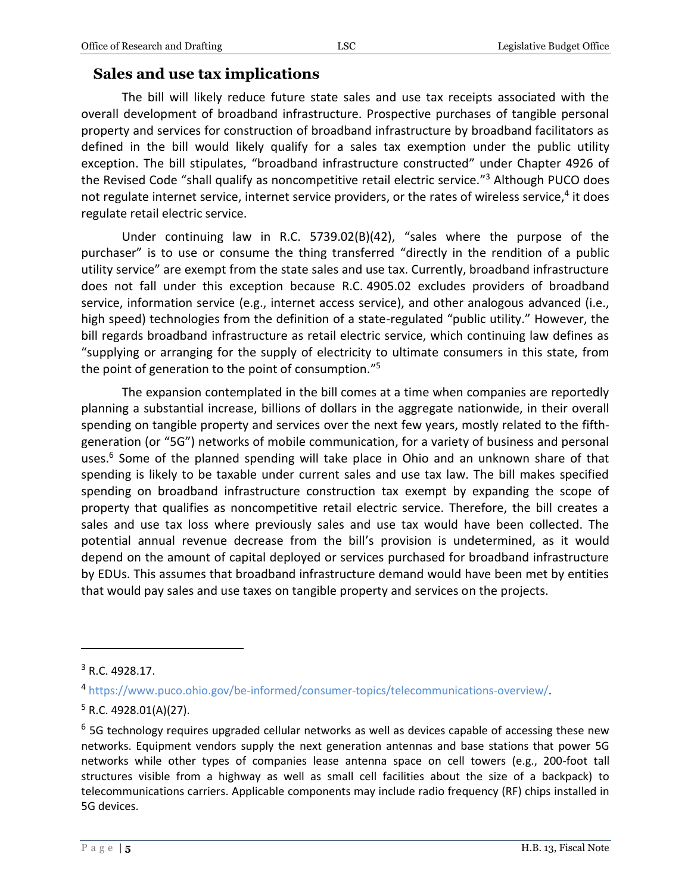## Sales and use tax implications

The bill will likely reduce future state sales and use tax receipts associated with the overall development of broadband infrastructure. Prospective purchases of tangible personal property and services for construction of broadband infrastructure by broadband facilitators as defined in the bill would likely qualify for a sales tax exemption under the public utility exception. The bill stipulates, "broadband infrastructure constructed" under Chapter 4926 of the Revised Code "shall qualify as noncompetitive retail electric service."[3] Although PUCO does not regulate internet service, internet service providers, or the rates of wireless service,[4] it does regulate retail electric service.

Under continuing law in R.C. 5739.02(B)(42), "sales where the purpose of the purchaser" is to use or consume the thing transferred "directly in the rendition of a public utility service" are exempt from the state sales and use tax. Currently, broadband infrastructure does not fall under this exception because R.C. 4905.02 excludes providers of broadband service, information service (e.g., internet access service), and other analogous advanced (i.e., high speed) technologies from the definition of a state-regulated "public utility." However, the bill regards broadband infrastructure as retail electric service, which continuing law defines as "supplying or arranging for the supply of electricity to ultimate consumers in this state, from the point of generation to the point of consumption."[5]

The expansion contemplated in the bill comes at a time when companies are reportedly planning a substantial increase, billions of dollars in the aggregate nationwide, in their overall spending on tangible property and services over the next few years, mostly related to the fifth-generation (or "5G") networks of mobile communication, for a variety of business and personal uses.[6] Some of the planned spending will take place in Ohio and an unknown share of that spending is likely to be taxable under current sales and use tax law. The bill makes specified spending on broadband infrastructure construction tax exempt by expanding the scope of property that qualifies as noncompetitive retail electric service. Therefore, the bill creates a sales and use tax loss where previously sales and use tax would have been collected. The potential annual revenue decrease from the bill's provision is undetermined, as it would depend on the amount of capital deployed or services purchased for broadband infrastructure by EDUs. This assumes that broadband infrastructure demand would have been met by entities that would pay sales and use taxes on tangible property and services on the projects.

---

[3] R.C. 4928.17.

[4] https://www.puco.ohio.gov/be-informed/consumer-topics/telecommunications-overview/.

[5] R.C. 4928.01(A)(27).

[6] 5G technology requires upgraded cellular networks as well as devices capable of accessing these new networks. Equipment vendors supply the next generation antennas and base stations that power 5G networks while other types of companies lease antenna space on cell towers (e.g., 200-foot tall structures visible from a highway as well as small cell facilities about the size of a backpack) to telecommunications carriers. Applicable components may include radio frequency (RF) chips installed in 5G devices.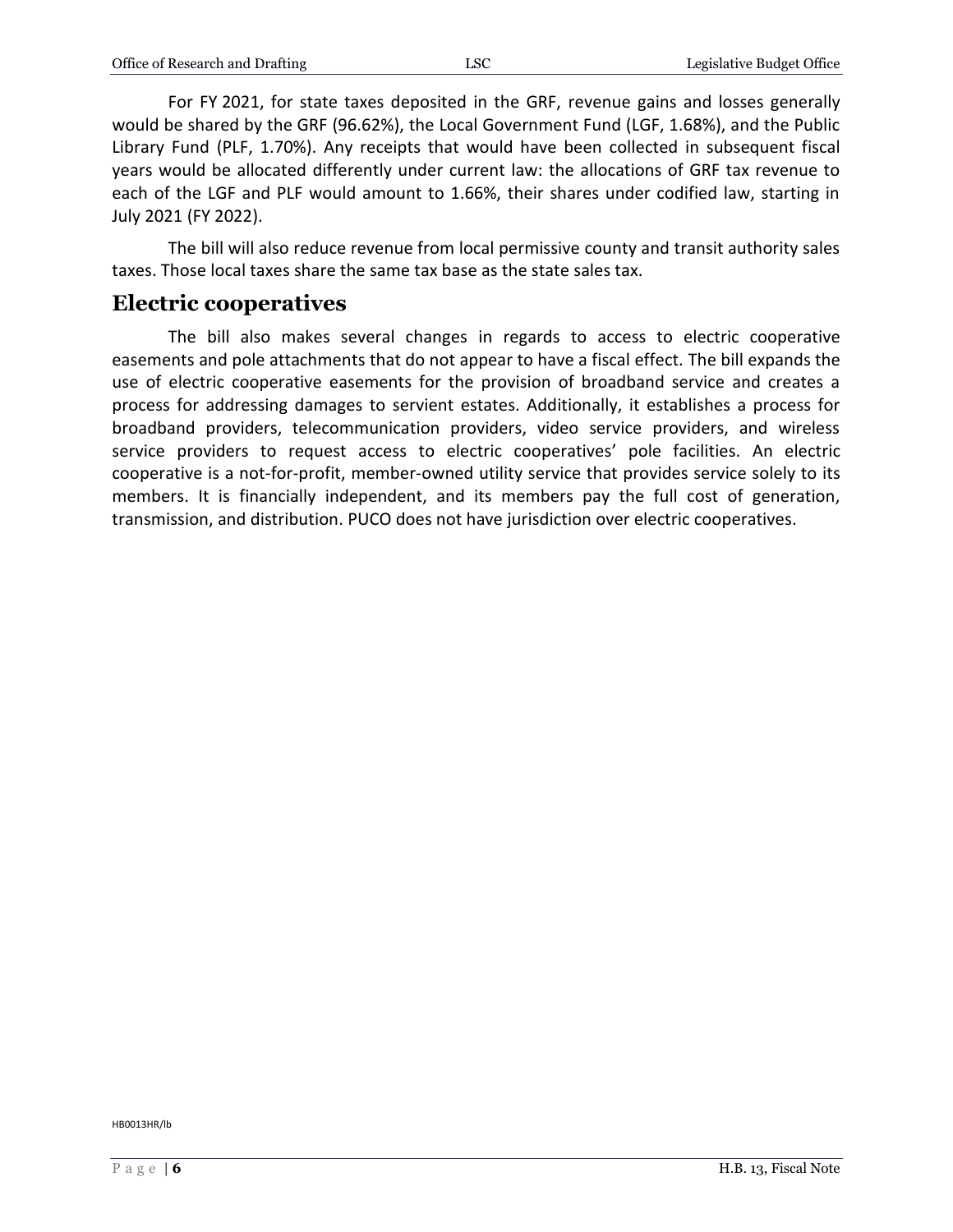For FY 2021, for state taxes deposited in the GRF, revenue gains and losses generally would be shared by the GRF (96.62%), the Local Government Fund (LGF, 1.68%), and the Public Library Fund (PLF, 1.70%). Any receipts that would have been collected in subsequent fiscal years would be allocated differently under current law: the allocations of GRF tax revenue to each of the LGF and PLF would amount to 1.66%, their shares under codified law, starting in July 2021 (FY 2022).

The bill will also reduce revenue from local permissive county and transit authority sales taxes. Those local taxes share the same tax base as the state sales tax.

## Electric cooperatives

The bill also makes several changes in regards to access to electric cooperative easements and pole attachments that do not appear to have a fiscal effect. The bill expands the use of electric cooperative easements for the provision of broadband service and creates a process for addressing damages to servient estates. Additionally, it establishes a process for broadband providers, telecommunication providers, video service providers, and wireless service providers to request access to electric cooperatives' pole facilities. An electric cooperative is a not-for-profit, member-owned utility service that provides service solely to its members. It is financially independent, and its members pay the full cost of generation, transmission, and distribution. PUCO does not have jurisdiction over electric cooperatives.

HB0013HR/lb